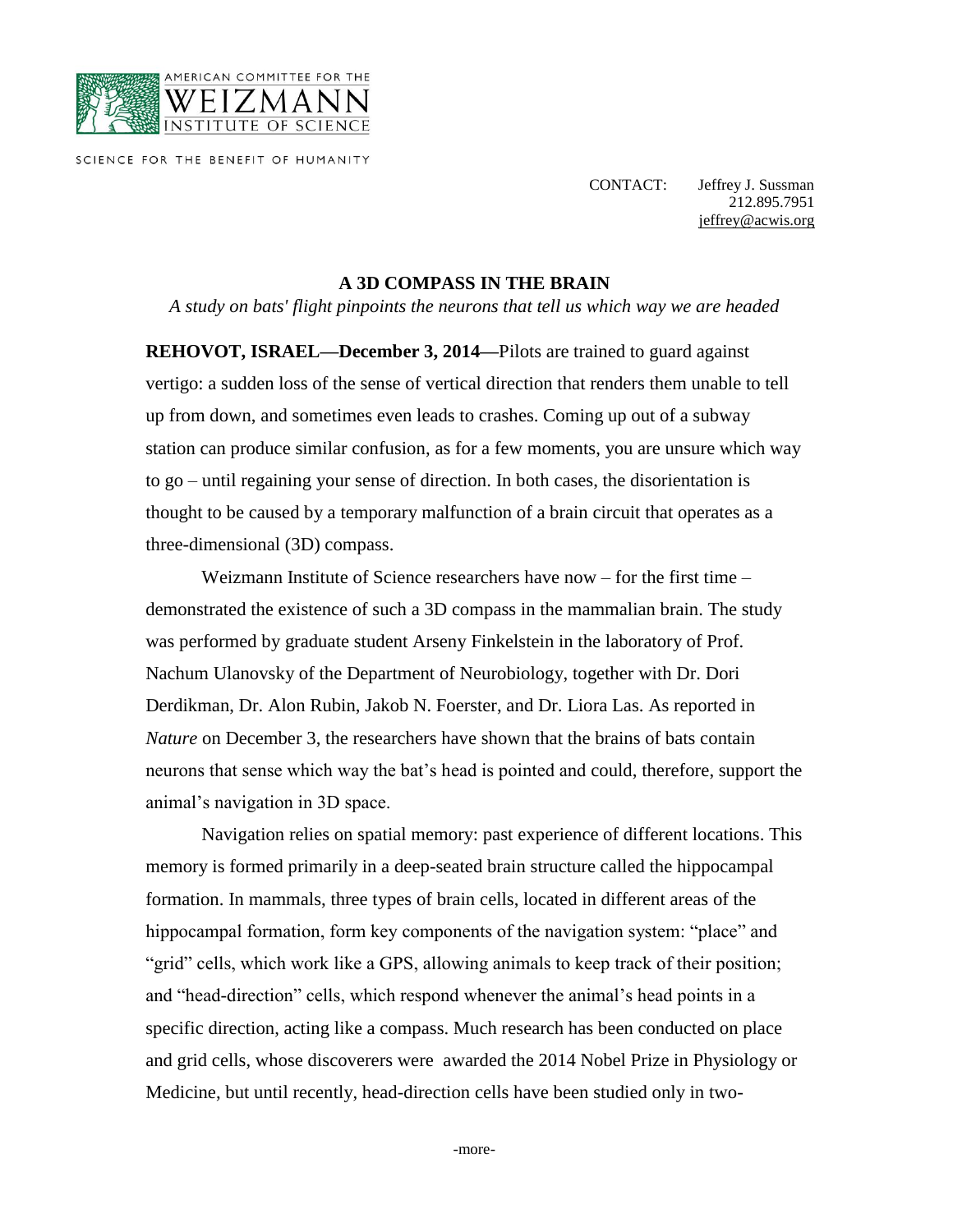AMERICAN COMMITTEE FOR THE WEIZMANN INSTITUTE OF SCIENCE

SCIENCE FOR THE BENEFIT OF HUMANITY

CONTACT: Jeffrey J. Sussman
212.895.7951
jeffrey@acwis.org

# A 3D COMPASS IN THE BRAIN

*A study on bats' flight pinpoints the neurons that tell us which way we are headed*

**REHOVOT, ISRAEL—December 3, 2014—**Pilots are trained to guard against vertigo: a sudden loss of the sense of vertical direction that renders them unable to tell up from down, and sometimes even leads to crashes. Coming up out of a subway station can produce similar confusion, as for a few moments, you are unsure which way to go – until regaining your sense of direction. In both cases, the disorientation is thought to be caused by a temporary malfunction of a brain circuit that operates as a three-dimensional (3D) compass.

Weizmann Institute of Science researchers have now – for the first time – demonstrated the existence of such a 3D compass in the mammalian brain. The study was performed by graduate student Arseny Finkelstein in the laboratory of Prof. Nachum Ulanovsky of the Department of Neurobiology, together with Dr. Dori Derdikman, Dr. Alon Rubin, Jakob N. Foerster, and Dr. Liora Las. As reported in *Nature* on December 3, the researchers have shown that the brains of bats contain neurons that sense which way the bat's head is pointed and could, therefore, support the animal's navigation in 3D space.

Navigation relies on spatial memory: past experience of different locations. This memory is formed primarily in a deep-seated brain structure called the hippocampal formation. In mammals, three types of brain cells, located in different areas of the hippocampal formation, form key components of the navigation system: "place" and "grid" cells, which work like a GPS, allowing animals to keep track of their position; and "head-direction" cells, which respond whenever the animal's head points in a specific direction, acting like a compass. Much research has been conducted on place and grid cells, whose discoverers were awarded the 2014 Nobel Prize in Physiology or Medicine, but until recently, head-direction cells have been studied only in two-

-more-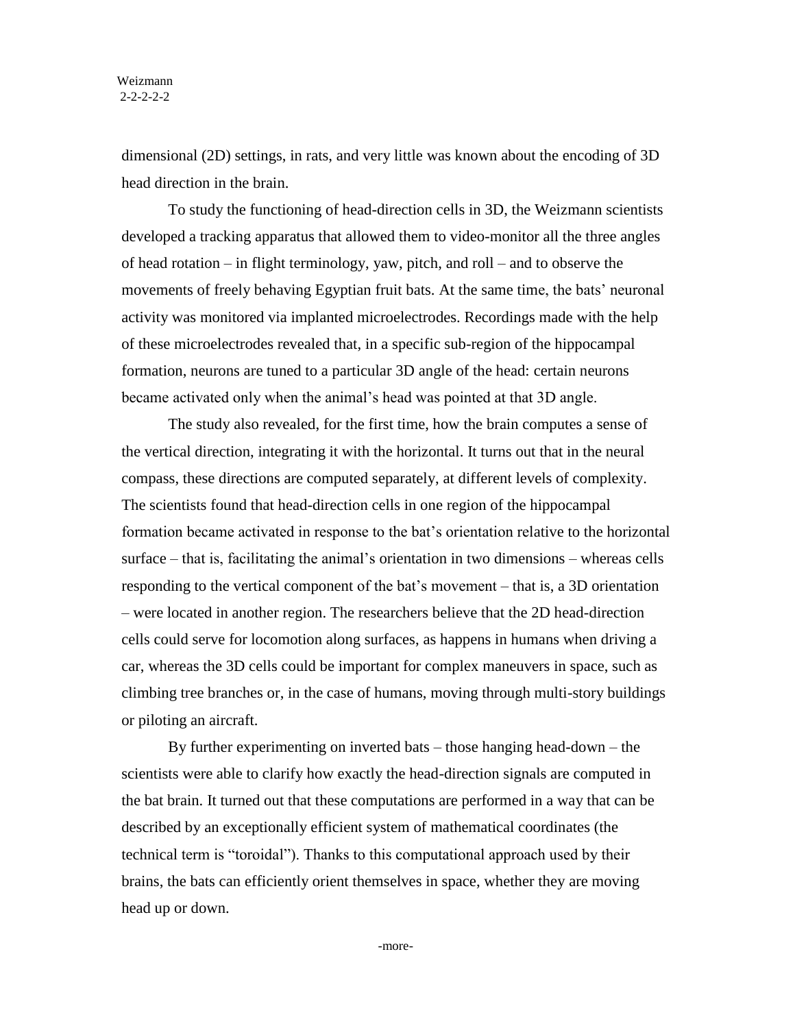dimensional (2D) settings, in rats, and very little was known about the encoding of 3D head direction in the brain.

To study the functioning of head-direction cells in 3D, the Weizmann scientists developed a tracking apparatus that allowed them to video-monitor all the three angles of head rotation – in flight terminology, yaw, pitch, and roll – and to observe the movements of freely behaving Egyptian fruit bats. At the same time, the bats' neuronal activity was monitored via implanted microelectrodes. Recordings made with the help of these microelectrodes revealed that, in a specific sub-region of the hippocampal formation, neurons are tuned to a particular 3D angle of the head: certain neurons became activated only when the animal's head was pointed at that 3D angle.

The study also revealed, for the first time, how the brain computes a sense of the vertical direction, integrating it with the horizontal. It turns out that in the neural compass, these directions are computed separately, at different levels of complexity. The scientists found that head-direction cells in one region of the hippocampal formation became activated in response to the bat's orientation relative to the horizontal surface – that is, facilitating the animal's orientation in two dimensions – whereas cells responding to the vertical component of the bat's movement – that is, a 3D orientation – were located in another region. The researchers believe that the 2D head-direction cells could serve for locomotion along surfaces, as happens in humans when driving a car, whereas the 3D cells could be important for complex maneuvers in space, such as climbing tree branches or, in the case of humans, moving through multi-story buildings or piloting an aircraft.

By further experimenting on inverted bats – those hanging head-down – the scientists were able to clarify how exactly the head-direction signals are computed in the bat brain. It turned out that these computations are performed in a way that can be described by an exceptionally efficient system of mathematical coordinates (the technical term is "toroidal"). Thanks to this computational approach used by their brains, the bats can efficiently orient themselves in space, whether they are moving head up or down.

-more-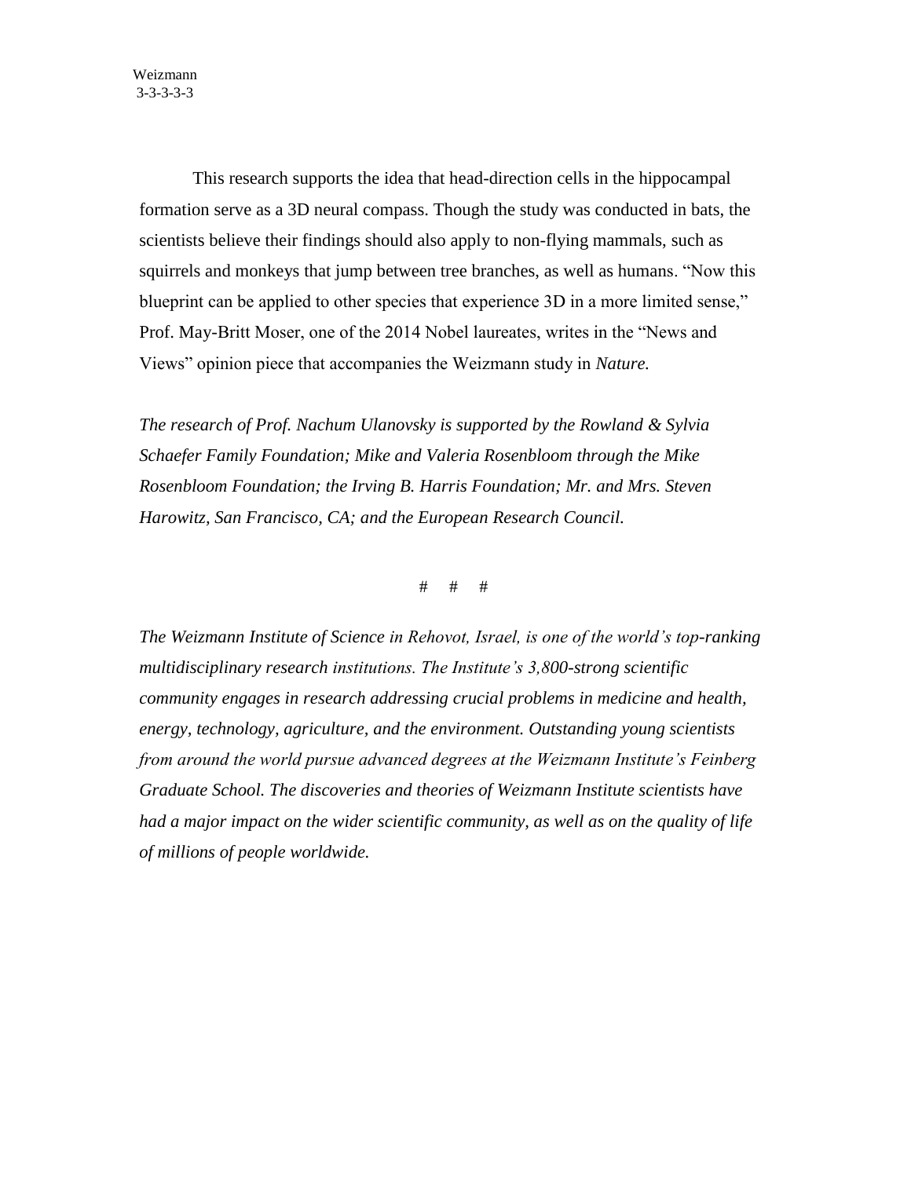This research supports the idea that head-direction cells in the hippocampal formation serve as a 3D neural compass. Though the study was conducted in bats, the scientists believe their findings should also apply to non-flying mammals, such as squirrels and monkeys that jump between tree branches, as well as humans. “Now this blueprint can be applied to other species that experience 3D in a more limited sense,” Prof. May-Britt Moser, one of the 2014 Nobel laureates, writes in the “News and Views” opinion piece that accompanies the Weizmann study in *Nature.*

*The research of Prof. Nachum Ulanovsky is supported by the Rowland & Sylvia Schaefer Family Foundation; Mike and Valeria Rosenbloom through the Mike Rosenbloom Foundation; the Irving B. Harris Foundation; Mr. and Mrs. Steven Harowitz, San Francisco, CA; and the European Research Council.*

# # #

*The Weizmann Institute of Science in Rehovot, Israel, is one of the world’s top-ranking multidisciplinary research institutions. The Institute’s 3,800-strong scientific community engages in research addressing crucial problems in medicine and health, energy, technology, agriculture, and the environment. Outstanding young scientists from around the world pursue advanced degrees at the Weizmann Institute’s Feinberg Graduate School. The discoveries and theories of Weizmann Institute scientists have had a major impact on the wider scientific community, as well as on the quality of life of millions of people worldwide.*